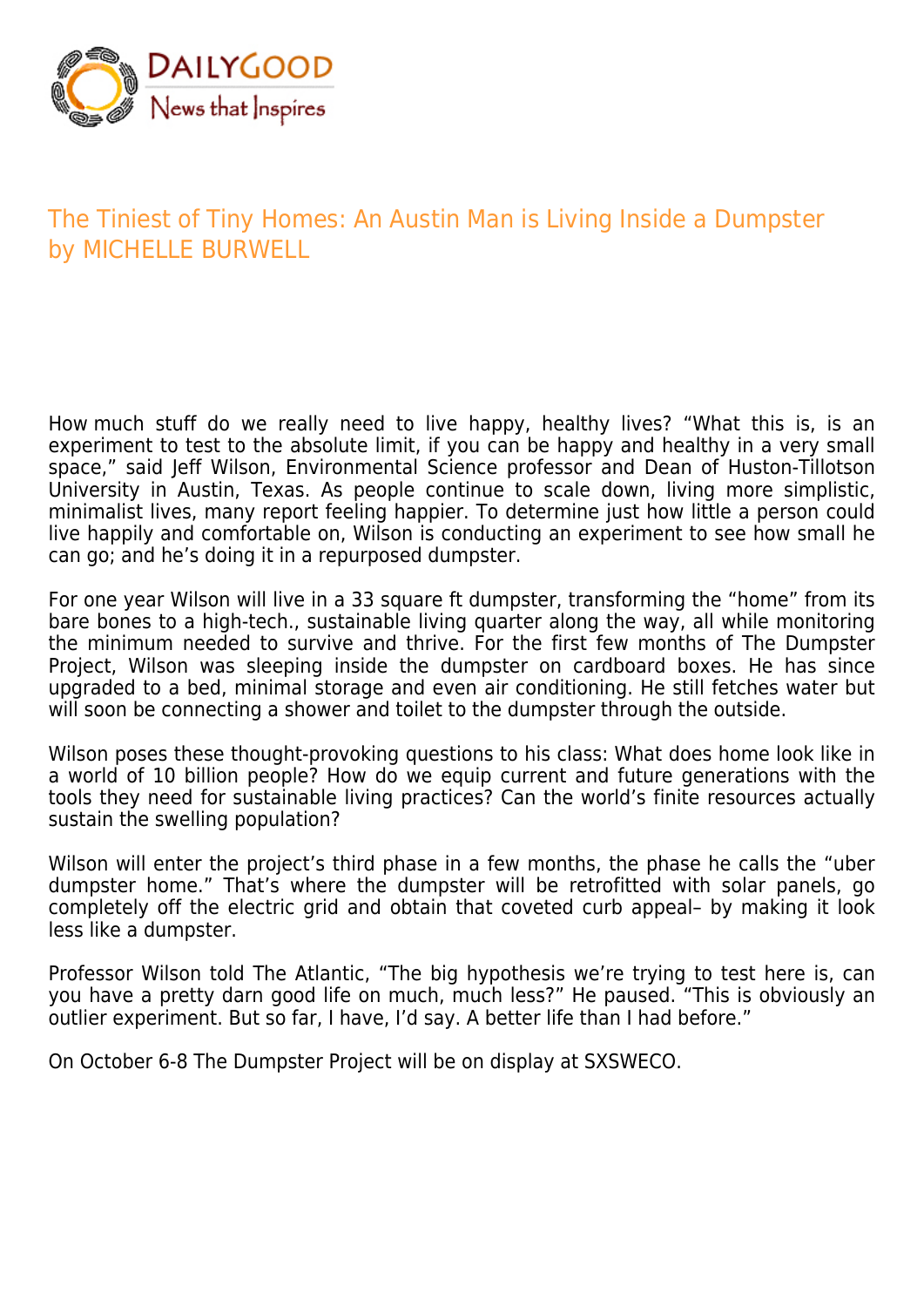# The Tiniest of Tiny Homes: An Austin Man is Living Inside a Dumpster
by MICHELLE BURWELL

How much stuff do we really need to live happy, healthy lives? "What this is, is an experiment to test to the absolute limit, if you can be happy and healthy in a very small space," said Jeff Wilson, Environmental Science professor and Dean of Huston-Tillotson University in Austin, Texas. As people continue to scale down, living more simplistic, minimalist lives, many report feeling happier. To determine just how little a person could live happily and comfortable on, Wilson is conducting an experiment to see how small he can go; and he's doing it in a repurposed dumpster.

For one year Wilson will live in a 33 square ft dumpster, transforming the "home" from its bare bones to a high-tech., sustainable living quarter along the way, all while monitoring the minimum needed to survive and thrive. For the first few months of The Dumpster Project, Wilson was sleeping inside the dumpster on cardboard boxes. He has since upgraded to a bed, minimal storage and even air conditioning. He still fetches water but will soon be connecting a shower and toilet to the dumpster through the outside.

Wilson poses these thought-provoking questions to his class: What does home look like in a world of 10 billion people? How do we equip current and future generations with the tools they need for sustainable living practices? Can the world's finite resources actually sustain the swelling population?

Wilson will enter the project's third phase in a few months, the phase he calls the "uber dumpster home." That's where the dumpster will be retrofitted with solar panels, go completely off the electric grid and obtain that coveted curb appeal– by making it look less like a dumpster.

Professor Wilson told The Atlantic, "The big hypothesis we're trying to test here is, can you have a pretty darn good life on much, much less?" He paused. "This is obviously an outlier experiment. But so far, I have, I'd say. A better life than I had before."

On October 6-8 The Dumpster Project will be on display at SXSWECO.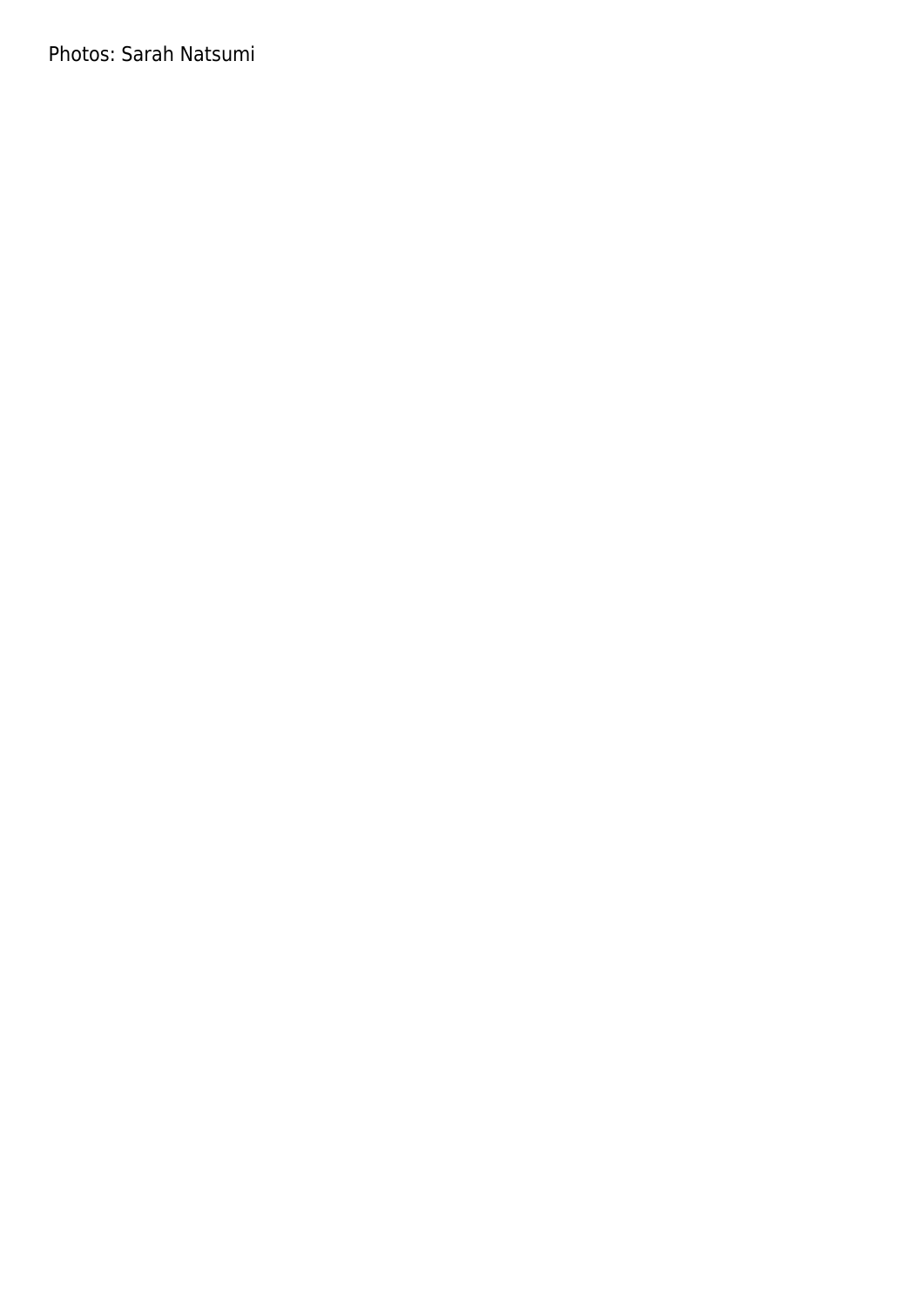Photos: Sarah Natsumi